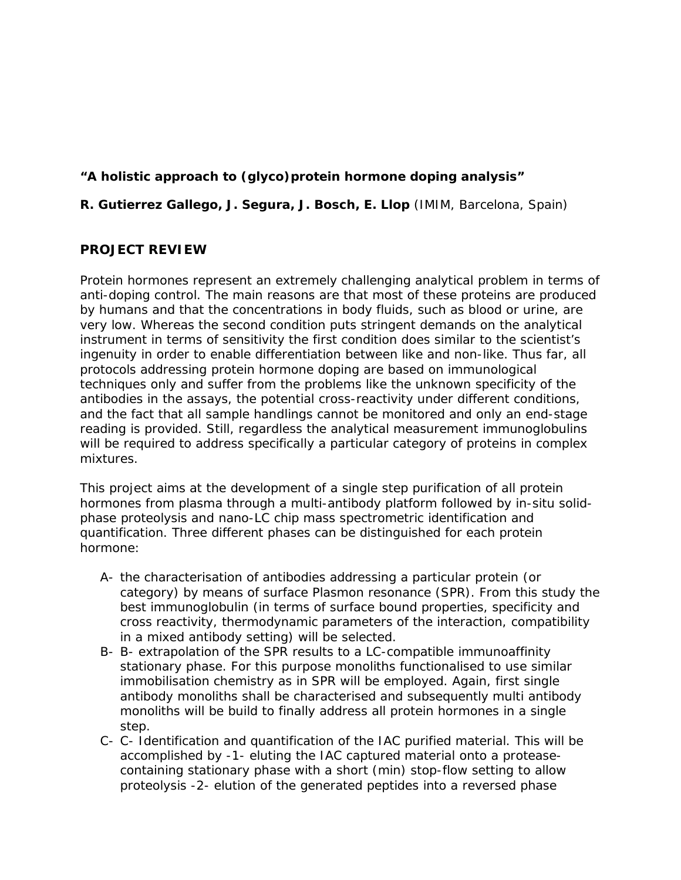**“A holistic approach to (glyco)protein hormone doping analysis”**

**R. Gutierrez Gallego, J. Segura, J. Bosch, E. Llop** (IMIM, Barcelona, Spain)

## PROJECT REVIEW

Protein hormones represent an extremely challenging analytical problem in terms of anti-doping control. The main reasons are that most of these proteins are produced by humans and that the concentrations in body fluids, such as blood or urine, are very low. Whereas the second condition puts stringent demands on the analytical instrument in terms of sensitivity the first condition does similar to the scientist’s ingenuity in order to enable differentiation between like and non-like. Thus far, all protocols addressing protein hormone doping are based on immunological techniques only and suffer from the problems like the unknown specificity of the antibodies in the assays, the potential cross-reactivity under different conditions, and the fact that all sample handlings cannot be monitored and only an end-stage reading is provided. Still, regardless the analytical measurement immunoglobulins will be required to address specifically a particular category of proteins in complex mixtures.

This project aims at the development of a single step purification of all protein hormones from plasma through a multi-antibody platform followed by in-situ solid-phase proteolysis and nano-LC chip mass spectrometric identification and quantification. Three different phases can be distinguished for each protein hormone:

A- the characterisation of antibodies addressing a particular protein (or category) by means of surface Plasmon resonance (SPR). From this study the best immunoglobulin (in terms of surface bound properties, specificity and cross reactivity, thermodynamic parameters of the interaction, compatibility in a mixed antibody setting) will be selected.

B- B- extrapolation of the SPR results to a LC-compatible immunoaffinity stationary phase. For this purpose monoliths functionalised to use similar immobilisation chemistry as in SPR will be employed. Again, first single antibody monoliths shall be characterised and subsequently multi antibody monoliths will be build to finally address all protein hormones in a single step.

C- C- Identification and quantification of the IAC purified material. This will be accomplished by -1- eluting the IAC captured material onto a protease-containing stationary phase with a short (min) stop-flow setting to allow proteolysis -2- elution of the generated peptides into a reversed phase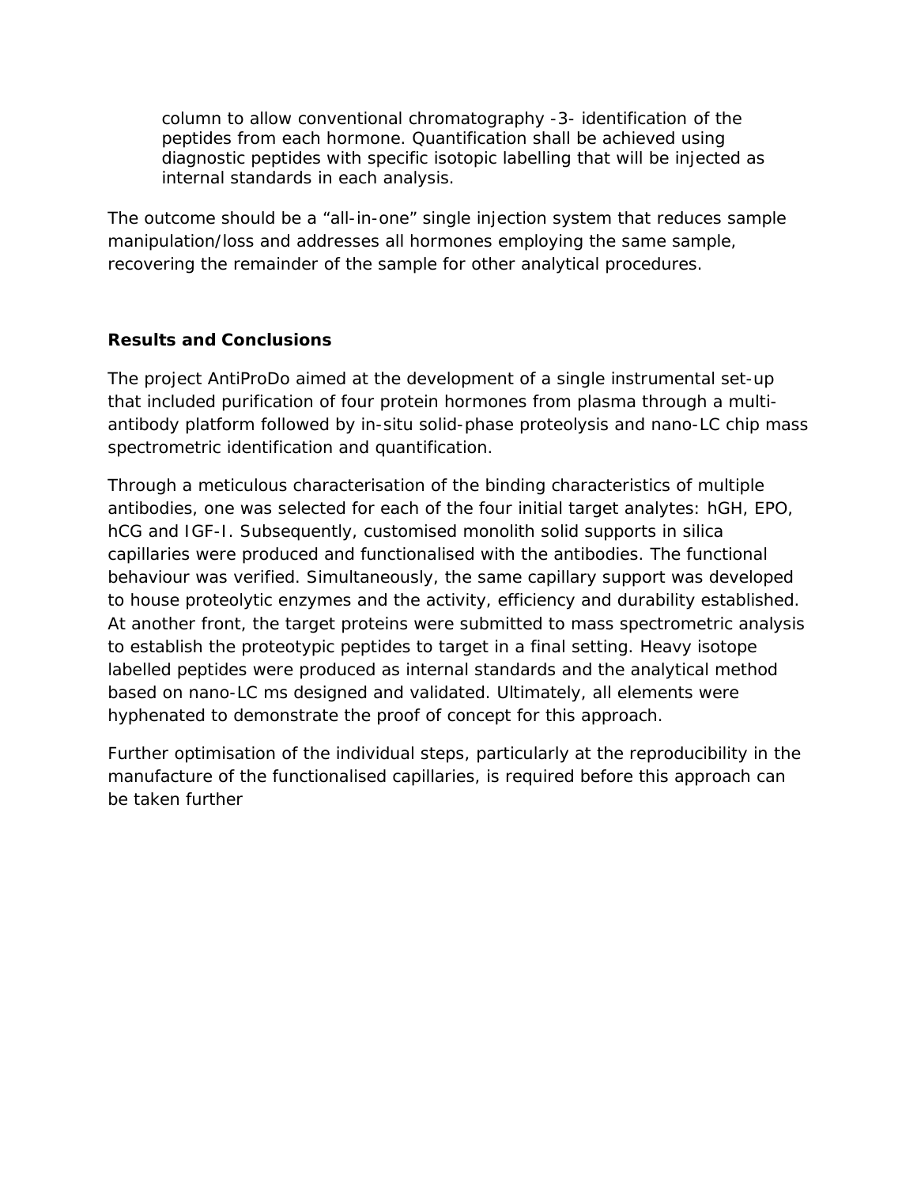column to allow conventional chromatography -3- identification of the peptides from each hormone. Quantification shall be achieved using diagnostic peptides with specific isotopic labelling that will be injected as internal standards in each analysis.

The outcome should be a "all-in-one" single injection system that reduces sample manipulation/loss and addresses all hormones employing the same sample, recovering the remainder of the sample for other analytical procedures.

**Results and Conclusions**

The project AntiProDo aimed at the development of a single instrumental set-up that included purification of four protein hormones from plasma through a multi-antibody platform followed by in-situ solid-phase proteolysis and nano-LC chip mass spectrometric identification and quantification.

Through a meticulous characterisation of the binding characteristics of multiple antibodies, one was selected for each of the four initial target analytes: hGH, EPO, hCG and IGF-I. Subsequently, customised monolith solid supports in silica capillaries were produced and functionalised with the antibodies. The functional behaviour was verified. Simultaneously, the same capillary support was developed to house proteolytic enzymes and the activity, efficiency and durability established. At another front, the target proteins were submitted to mass spectrometric analysis to establish the proteotypic peptides to target in a final setting. Heavy isotope labelled peptides were produced as internal standards and the analytical method based on nano-LC ms designed and validated. Ultimately, all elements were hyphenated to demonstrate the proof of concept for this approach.

Further optimisation of the individual steps, particularly at the reproducibility in the manufacture of the functionalised capillaries, is required before this approach can be taken further